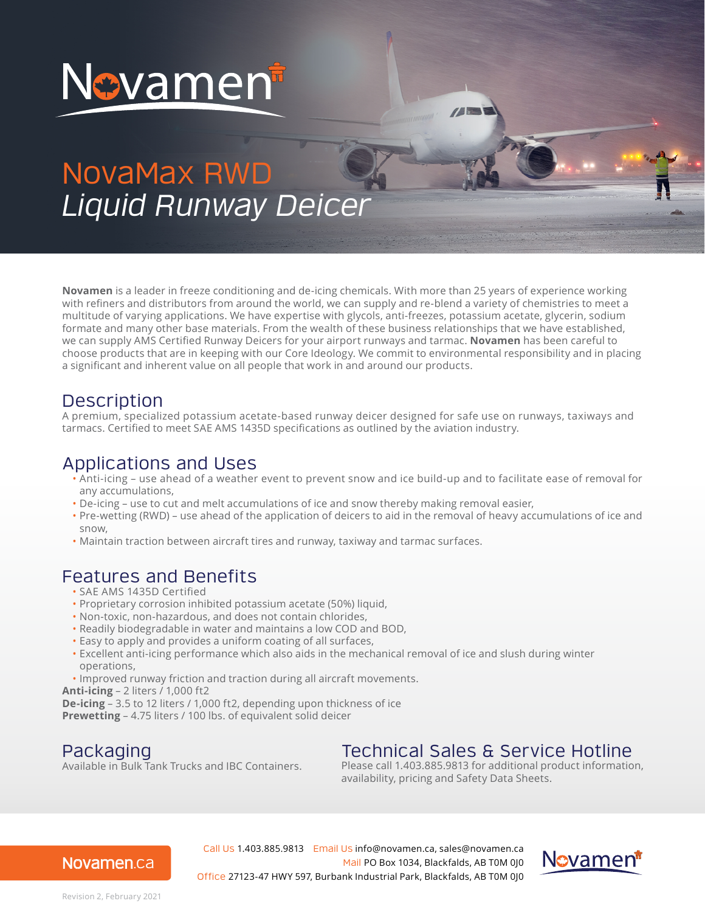# Novamen

# NovaMax RWD
*Liquid Runway Deicer*

**Novamen** is a leader in freeze conditioning and de-icing chemicals. With more than 25 years of experience working with refiners and distributors from around the world, we can supply and re-blend a variety of chemistries to meet a multitude of varying applications. We have expertise with glycols, anti-freezes, potassium acetate, glycerin, sodium formate and many other base materials. From the wealth of these business relationships that we have established, we can supply AMS Certified Runway Deicers for your airport runways and tarmac. **Novamen** has been careful to choose products that are in keeping with our Core Ideology. We commit to environmental responsibility and in placing a significant and inherent value on all people that work in and around our products.

## Description

A premium, specialized potassium acetate-based runway deicer designed for safe use on runways, taxiways and tarmacs. Certified to meet SAE AMS 1435D specifications as outlined by the aviation industry.

## Applications and Uses

- Anti-icing – use ahead of a weather event to prevent snow and ice build-up and to facilitate ease of removal for any accumulations,
- De-icing – use to cut and melt accumulations of ice and snow thereby making removal easier,
- Pre-wetting (RWD) – use ahead of the application of deicers to aid in the removal of heavy accumulations of ice and snow,
- Maintain traction between aircraft tires and runway, taxiway and tarmac surfaces.

## Features and Benefits

- SAE AMS 1435D Certified
- Proprietary corrosion inhibited potassium acetate (50%) liquid,
- Non-toxic, non-hazardous, and does not contain chlorides,
- Readily biodegradable in water and maintains a low COD and BOD,
- Easy to apply and provides a uniform coating of all surfaces,
- Excellent anti-icing performance which also aids in the mechanical removal of ice and slush during winter operations,
- Improved runway friction and traction during all aircraft movements.

**Anti-icing** – 2 liters / 1,000 ft2
**De-icing** – 3.5 to 12 liters / 1,000 ft2, depending upon thickness of ice
**Prewetting** – 4.75 liters / 100 lbs. of equivalent solid deicer

## Packaging

Available in Bulk Tank Trucks and IBC Containers.

## Technical Sales & Service Hotline

Please call 1.403.885.9813 for additional product information, availability, pricing and Safety Data Sheets.

Novamen.ca

Call Us 1.403.885.9813 Email Us info@novamen.ca, sales@novamen.ca
Mail PO Box 1034, Blackfalds, AB T0M 0J0
Office 27123-47 HWY 597, Burbank Industrial Park, Blackfalds, AB T0M 0J0

Revision 2, February 2021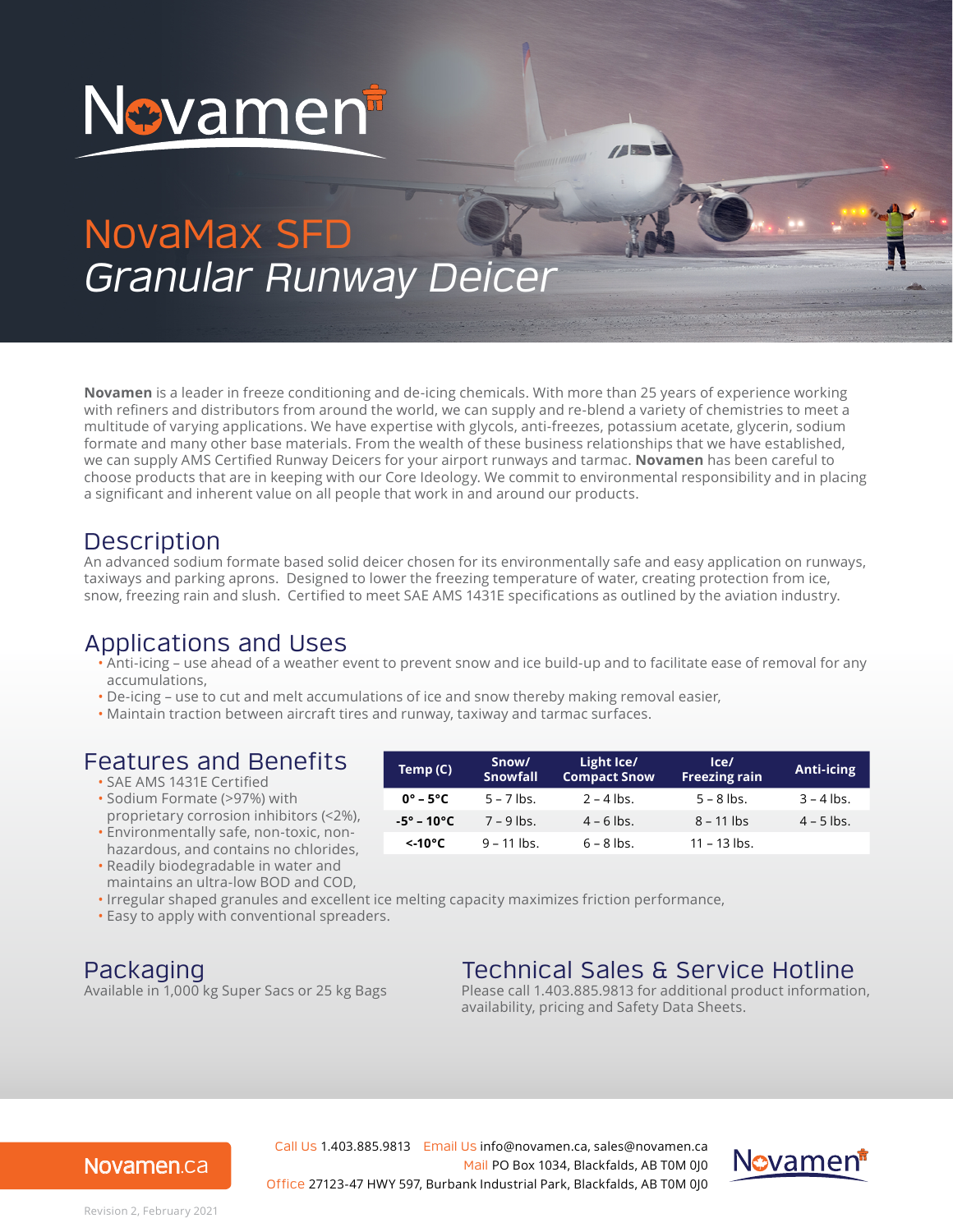# NovaMax SFD

## *Granular Runway Deicer*

**Novamen** is a leader in freeze conditioning and de-icing chemicals. With more than 25 years of experience working with refiners and distributors from around the world, we can supply and re-blend a variety of chemistries to meet a multitude of varying applications. We have expertise with glycols, anti-freezes, potassium acetate, glycerin, sodium formate and many other base materials. From the wealth of these business relationships that we have established, we can supply AMS Certified Runway Deicers for your airport runways and tarmac. **Novamen** has been careful to choose products that are in keeping with our Core Ideology. We commit to environmental responsibility and in placing a significant and inherent value on all people that work in and around our products.

## Description

An advanced sodium formate based solid deicer chosen for its environmentally safe and easy application on runways, taxiways and parking aprons. Designed to lower the freezing temperature of water, creating protection from ice, snow, freezing rain and slush. Certified to meet SAE AMS 1431E specifications as outlined by the aviation industry.

## Applications and Uses

- Anti-icing – use ahead of a weather event to prevent snow and ice build-up and to facilitate ease of removal for any accumulations,
- De-icing – use to cut and melt accumulations of ice and snow thereby making removal easier,
- Maintain traction between aircraft tires and runway, taxiway and tarmac surfaces.

## Features and Benefits

- SAE AMS 1431E Certified
- Sodium Formate (>97%) with proprietary corrosion inhibitors (<2%),
- Environmentally safe, non-toxic, non-hazardous, and contains no chlorides,
- Readily biodegradable in water and maintains an ultra-low BOD and COD,
- Irregular shaped granules and excellent ice melting capacity maximizes friction performance,
- Easy to apply with conventional spreaders.

| Temp (C) | Snow/ Snowfall | Light Ice/ Compact Snow | Ice/ Freezing rain | Anti-icing |
|---|---|---|---|---|
| **0° – 5°C** | 5 – 7 lbs. | 2 – 4 lbs. | 5 – 8 lbs. | 3 – 4 lbs. |
| **-5° – 10°C** | 7 – 9 lbs. | 4 – 6 lbs. | 8 – 11 lbs | 4 – 5 lbs. |
| **<-10°C** | 9 – 11 lbs. | 6 – 8 lbs. | 11 – 13 lbs. | |

## Packaging

Available in 1,000 kg Super Sacs or 25 kg Bags

## Technical Sales & Service Hotline

Please call 1.403.885.9813 for additional product information, availability, pricing and Safety Data Sheets.

Novamen.ca

Call Us 1.403.885.9813 Email Us info@novamen.ca, sales@novamen.ca
Mail PO Box 1034, Blackfalds, AB T0M 0J0
Office 27123-47 HWY 597, Burbank Industrial Park, Blackfalds, AB T0M 0J0

Revision 2, February 2021